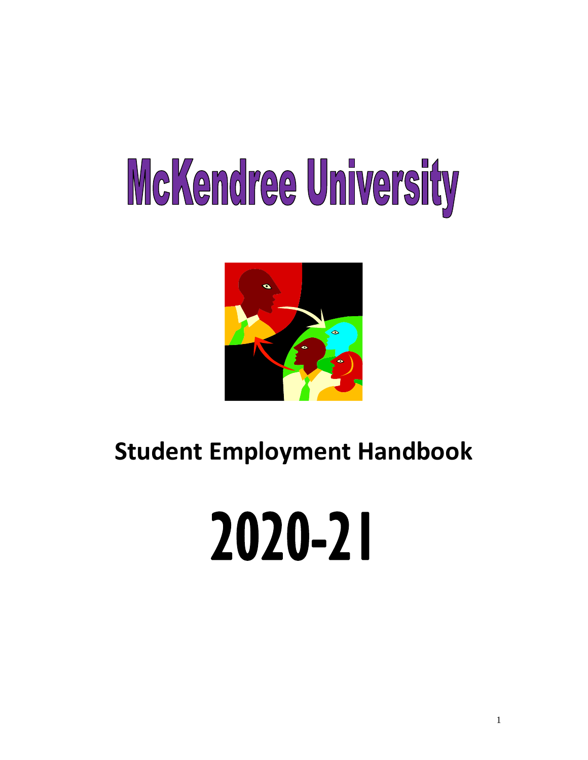# McKendree University

## Student Employment Handbook

# 2020-21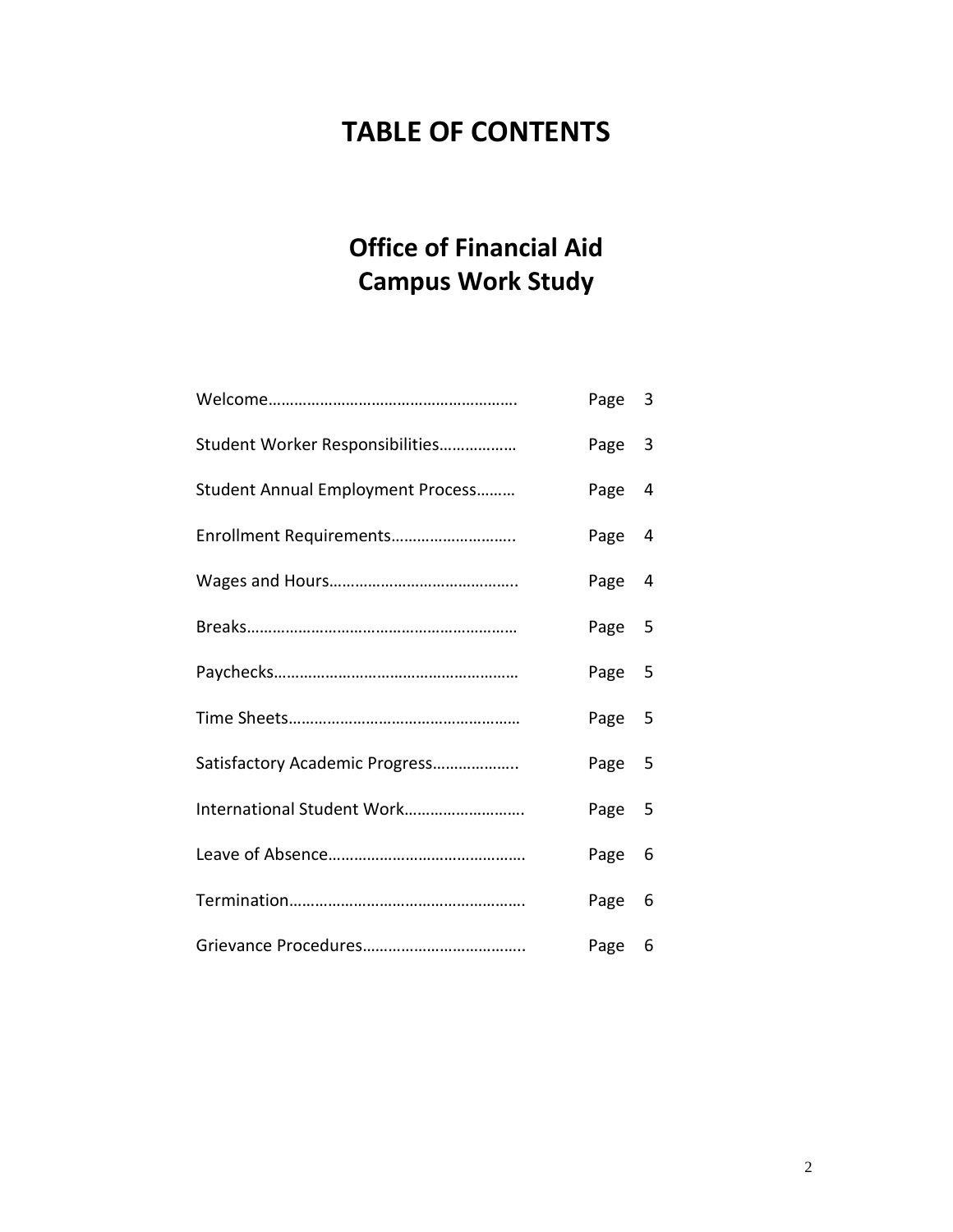# TABLE OF CONTENTS

## Office of Financial Aid
## Campus Work Study

| | |
|---|---|
| Welcome……………………………………………… | Page 3 |
| Student Worker Responsibilities……………… | Page 3 |
| Student Annual Employment Process……… | Page 4 |
| Enrollment Requirements……………………….. | Page 4 |
| Wages and Hours…………………………………….. | Page 4 |
| Breaks…………………………………………………… | Page 5 |
| Paychecks……………………………………………… | Page 5 |
| Time Sheets…………………………………………… | Page 5 |
| Satisfactory Academic Progress……………….. | Page 5 |
| International Student Work………………………. | Page 5 |
| Leave of Absence……………………………………… | Page 6 |
| Termination………………………………………………. | Page 6 |
| Grievance Procedures……………………………….. | Page 6 |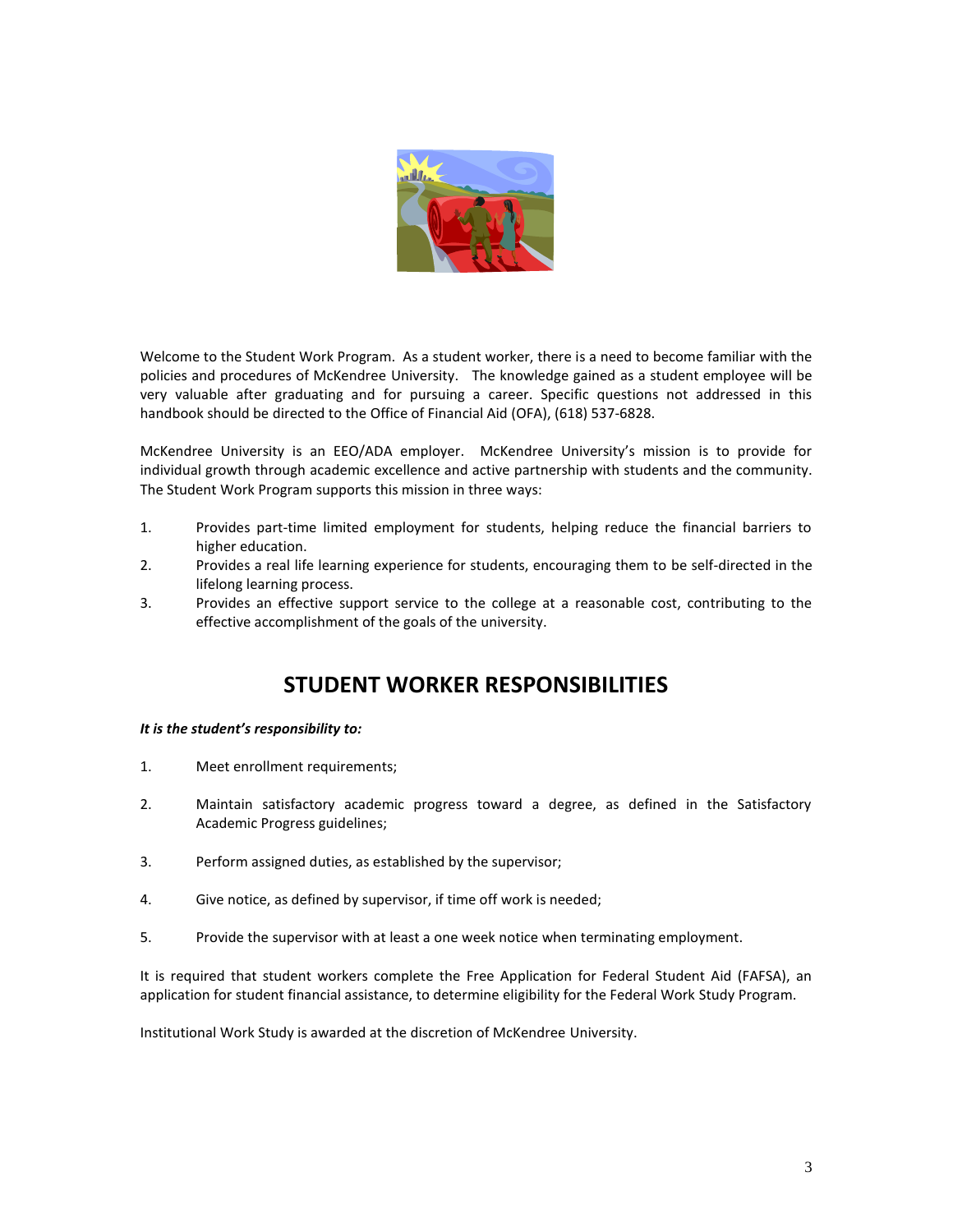Welcome to the Student Work Program. As a student worker, there is a need to become familiar with the policies and procedures of McKendree University. The knowledge gained as a student employee will be very valuable after graduating and for pursuing a career. Specific questions not addressed in this handbook should be directed to the Office of Financial Aid (OFA), (618) 537-6828.

McKendree University is an EEO/ADA employer. McKendree University's mission is to provide for individual growth through academic excellence and active partnership with students and the community. The Student Work Program supports this mission in three ways:

1. Provides part-time limited employment for students, helping reduce the financial barriers to higher education.
2. Provides a real life learning experience for students, encouraging them to be self-directed in the lifelong learning process.
3. Provides an effective support service to the college at a reasonable cost, contributing to the effective accomplishment of the goals of the university.

# STUDENT WORKER RESPONSIBILITIES

***It is the student's responsibility to:***

1. Meet enrollment requirements;
2. Maintain satisfactory academic progress toward a degree, as defined in the Satisfactory Academic Progress guidelines;
3. Perform assigned duties, as established by the supervisor;
4. Give notice, as defined by supervisor, if time off work is needed;
5. Provide the supervisor with at least a one week notice when terminating employment.

It is required that student workers complete the Free Application for Federal Student Aid (FAFSA), an application for student financial assistance, to determine eligibility for the Federal Work Study Program.

Institutional Work Study is awarded at the discretion of McKendree University.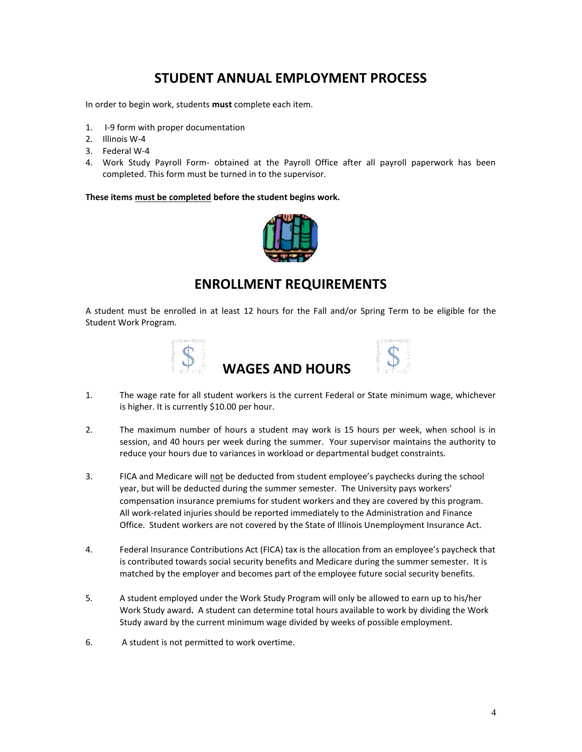# STUDENT ANNUAL EMPLOYMENT PROCESS

In order to begin work, students **must** complete each item.

1. I-9 form with proper documentation
2. Illinois W-4
3. Federal W-4
4. Work Study Payroll Form- obtained at the Payroll Office after all payroll paperwork has been completed. This form must be turned in to the supervisor.

**These items must be completed before the student begins work.**

# ENROLLMENT REQUIREMENTS

A student must be enrolled in at least 12 hours for the Fall and/or Spring Term to be eligible for the Student Work Program.

# WAGES AND HOURS

1. The wage rate for all student workers is the current Federal or State minimum wage, whichever is higher. It is currently $10.00 per hour.

2. The maximum number of hours a student may work is 15 hours per week, when school is in session, and 40 hours per week during the summer. Your supervisor maintains the authority to reduce your hours due to variances in workload or departmental budget constraints.

3. FICA and Medicare will not be deducted from student employee's paychecks during the school year, but will be deducted during the summer semester. The University pays workers' compensation insurance premiums for student workers and they are covered by this program. All work-related injuries should be reported immediately to the Administration and Finance Office. Student workers are not covered by the State of Illinois Unemployment Insurance Act.

4. Federal Insurance Contributions Act (FICA) tax is the allocation from an employee's paycheck that is contributed towards social security benefits and Medicare during the summer semester. It is matched by the employer and becomes part of the employee future social security benefits.

5. A student employed under the Work Study Program will only be allowed to earn up to his/her Work Study award**.** A student can determine total hours available to work by dividing the Work Study award by the current minimum wage divided by weeks of possible employment.

6. A student is not permitted to work overtime.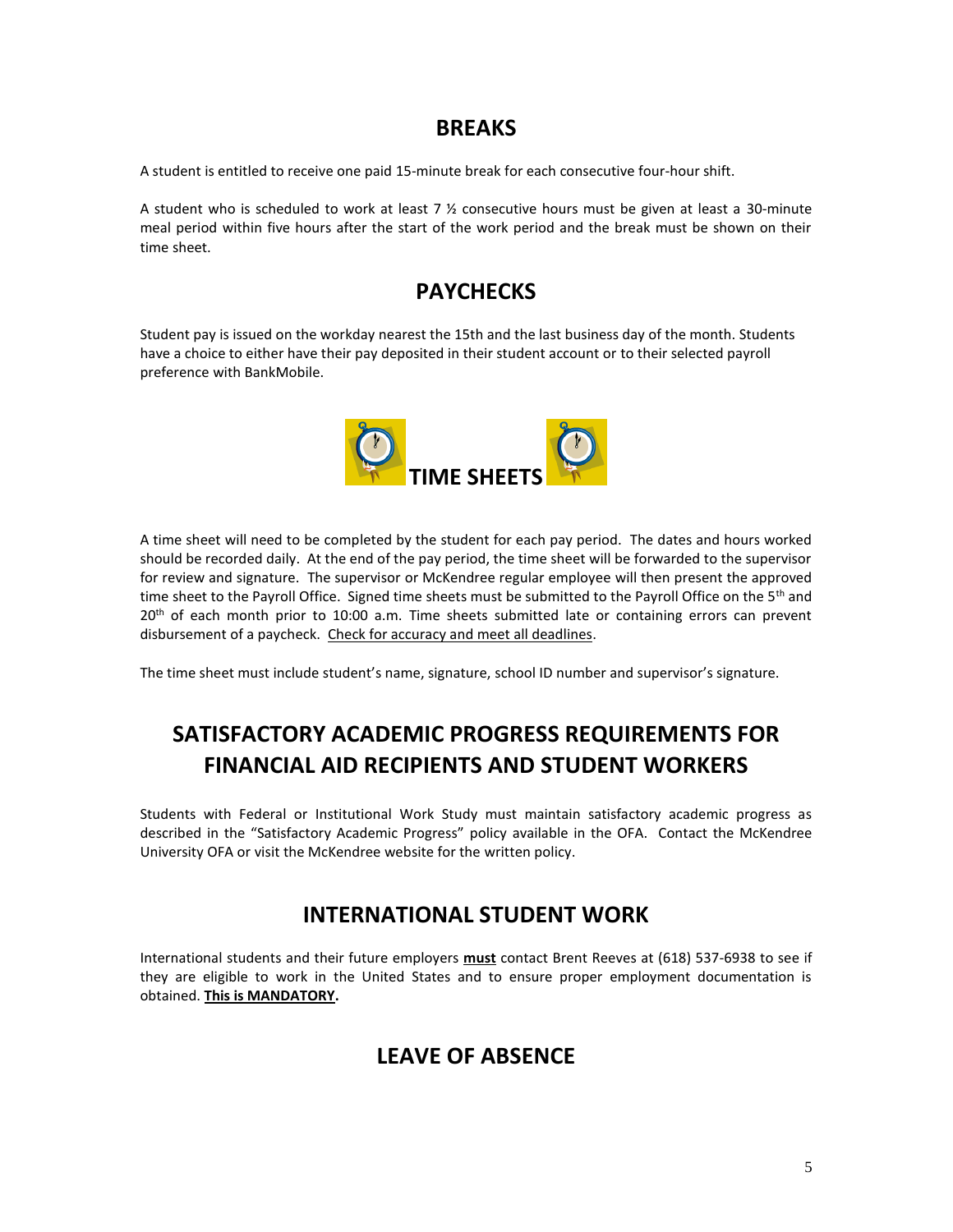## BREAKS

A student is entitled to receive one paid 15-minute break for each consecutive four-hour shift.

A student who is scheduled to work at least 7 ½ consecutive hours must be given at least a 30-minute meal period within five hours after the start of the work period and the break must be shown on their time sheet.

## PAYCHECKS

Student pay is issued on the workday nearest the 15th and the last business day of the month. Students have a choice to either have their pay deposited in their student account or to their selected payroll preference with BankMobile.

## TIME SHEETS

A time sheet will need to be completed by the student for each pay period. The dates and hours worked should be recorded daily. At the end of the pay period, the time sheet will be forwarded to the supervisor for review and signature. The supervisor or McKendree regular employee will then present the approved time sheet to the Payroll Office. Signed time sheets must be submitted to the Payroll Office on the 5th and 20th of each month prior to 10:00 a.m. Time sheets submitted late or containing errors can prevent disbursement of a paycheck. Check for accuracy and meet all deadlines.

The time sheet must include student's name, signature, school ID number and supervisor's signature.

## SATISFACTORY ACADEMIC PROGRESS REQUIREMENTS FOR FINANCIAL AID RECIPIENTS AND STUDENT WORKERS

Students with Federal or Institutional Work Study must maintain satisfactory academic progress as described in the "Satisfactory Academic Progress" policy available in the OFA. Contact the McKendree University OFA or visit the McKendree website for the written policy.

## INTERNATIONAL STUDENT WORK

International students and their future employers **must** contact Brent Reeves at (618) 537-6938 to see if they are eligible to work in the United States and to ensure proper employment documentation is obtained. **This is MANDATORY.**

## LEAVE OF ABSENCE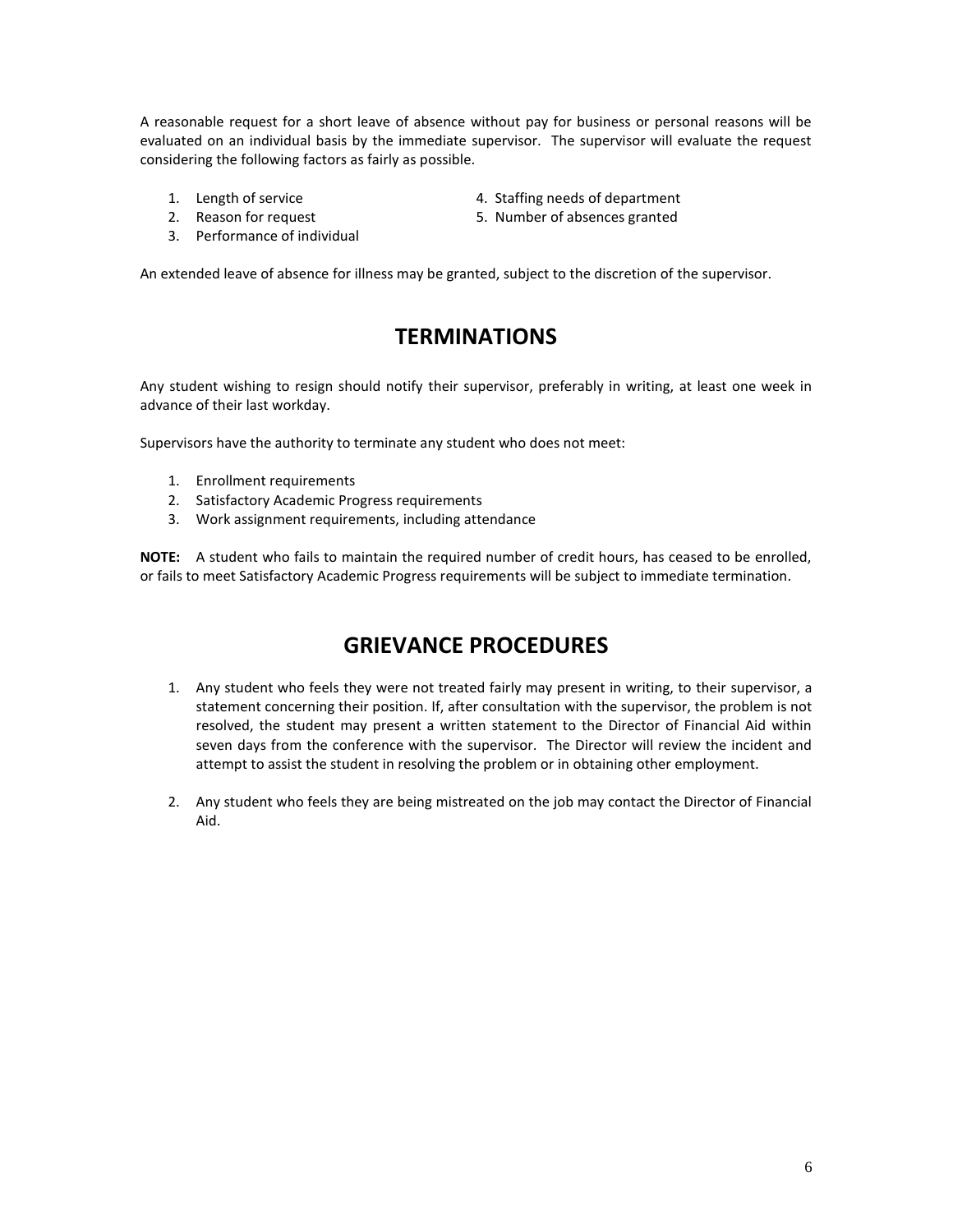A reasonable request for a short leave of absence without pay for business or personal reasons will be evaluated on an individual basis by the immediate supervisor. The supervisor will evaluate the request considering the following factors as fairly as possible.

1. Length of service
2. Reason for request
3. Performance of individual
4. Staffing needs of department
5. Number of absences granted

An extended leave of absence for illness may be granted, subject to the discretion of the supervisor.

## TERMINATIONS

Any student wishing to resign should notify their supervisor, preferably in writing, at least one week in advance of their last workday.

Supervisors have the authority to terminate any student who does not meet:

1. Enrollment requirements
2. Satisfactory Academic Progress requirements
3. Work assignment requirements, including attendance

**NOTE:** A student who fails to maintain the required number of credit hours, has ceased to be enrolled, or fails to meet Satisfactory Academic Progress requirements will be subject to immediate termination.

## GRIEVANCE PROCEDURES

1. Any student who feels they were not treated fairly may present in writing, to their supervisor, a statement concerning their position. If, after consultation with the supervisor, the problem is not resolved, the student may present a written statement to the Director of Financial Aid within seven days from the conference with the supervisor. The Director will review the incident and attempt to assist the student in resolving the problem or in obtaining other employment.

2. Any student who feels they are being mistreated on the job may contact the Director of Financial Aid.